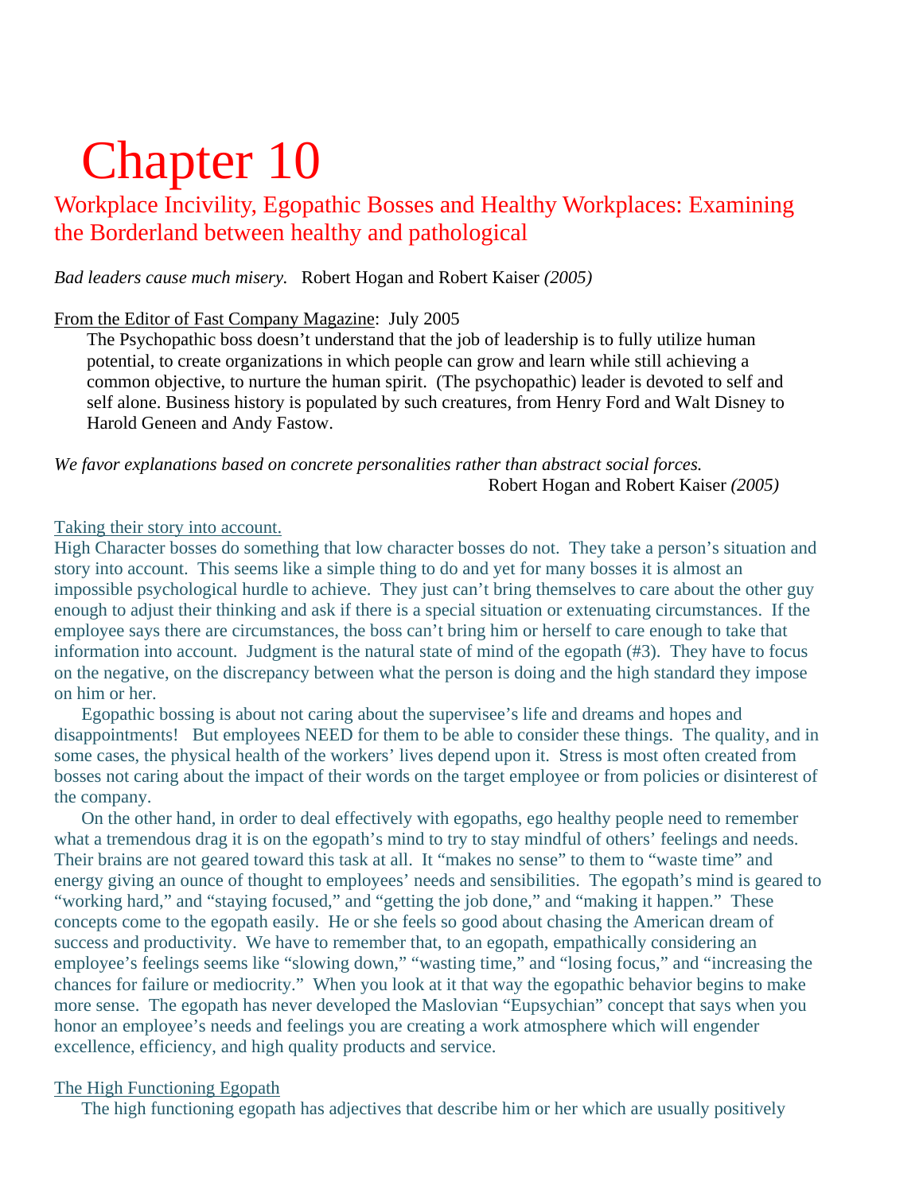# Chapter 10

## Workplace Incivility, Egopathic Bosses and Healthy Workplaces: Examining the Borderland between healthy and pathological

*Bad leaders cause much misery.* Robert Hogan and Robert Kaiser *(2005)*

From the Editor of Fast Company Magazine: July 2005

> The Psychopathic boss doesn't understand that the job of leadership is to fully utilize human potential, to create organizations in which people can grow and learn while still achieving a common objective, to nurture the human spirit. (The psychopathic) leader is devoted to self and self alone. Business history is populated by such creatures, from Henry Ford and Walt Disney to Harold Geneen and Andy Fastow.

*We favor explanations based on concrete personalities rather than abstract social forces.*
Robert Hogan and Robert Kaiser *(2005)*

Taking their story into account.

High Character bosses do something that low character bosses do not. They take a person's situation and story into account. This seems like a simple thing to do and yet for many bosses it is almost an impossible psychological hurdle to achieve. They just can't bring themselves to care about the other guy enough to adjust their thinking and ask if there is a special situation or extenuating circumstances. If the employee says there are circumstances, the boss can't bring him or herself to care enough to take that information into account. Judgment is the natural state of mind of the egopath (#3). They have to focus on the negative, on the discrepancy between what the person is doing and the high standard they impose on him or her.

Egopathic bossing is about not caring about the supervisee's life and dreams and hopes and disappointments! But employees NEED for them to be able to consider these things. The quality, and in some cases, the physical health of the workers' lives depend upon it. Stress is most often created from bosses not caring about the impact of their words on the target employee or from policies or disinterest of the company.

On the other hand, in order to deal effectively with egopaths, ego healthy people need to remember what a tremendous drag it is on the egopath's mind to try to stay mindful of others' feelings and needs. Their brains are not geared toward this task at all. It "makes no sense" to them to "waste time" and energy giving an ounce of thought to employees' needs and sensibilities. The egopath's mind is geared to "working hard," and "staying focused," and "getting the job done," and "making it happen." These concepts come to the egopath easily. He or she feels so good about chasing the American dream of success and productivity. We have to remember that, to an egopath, empathically considering an employee's feelings seems like "slowing down," "wasting time," and "losing focus," and "increasing the chances for failure or mediocrity." When you look at it that way the egopathic behavior begins to make more sense. The egopath has never developed the Maslovian "Eupsychian" concept that says when you honor an employee's needs and feelings you are creating a work atmosphere which will engender excellence, efficiency, and high quality products and service.

The High Functioning Egopath

The high functioning egopath has adjectives that describe him or her which are usually positively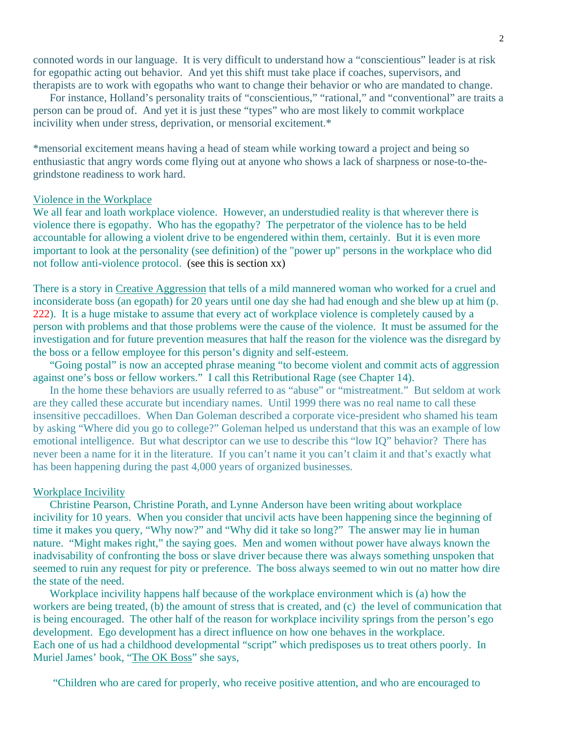connoted words in our language. It is very difficult to understand how a "conscientious" leader is at risk for egopathic acting out behavior. And yet this shift must take place if coaches, supervisors, and therapists are to work with egopaths who want to change their behavior or who are mandated to change.

For instance, Holland's personality traits of "conscientious," "rational," and "conventional" are traits a person can be proud of. And yet it is just these "types" who are most likely to commit workplace incivility when under stress, deprivation, or mensorial excitement.*

*mensorial excitement means having a head of steam while working toward a project and being so enthusiastic that angry words come flying out at anyone who shows a lack of sharpness or nose-to-the-grindstone readiness to work hard.

<u>Violence in the Workplace</u>

We all fear and loath workplace violence. However, an understudied reality is that wherever there is violence there is egopathy. Who has the egopathy? The perpetrator of the violence has to be held accountable for allowing a violent drive to be engendered within them, certainly. But it is even more important to look at the personality (see definition) of the "power up" persons in the workplace who did not follow anti-violence protocol. (see this is section xx)

There is a story in <u>Creative Aggression</u> that tells of a mild mannered woman who worked for a cruel and inconsiderate boss (an egopath) for 20 years until one day she had had enough and she blew up at him (p. 222). It is a huge mistake to assume that every act of workplace violence is completely caused by a person with problems and that those problems were the cause of the violence. It must be assumed for the investigation and for future prevention measures that half the reason for the violence was the disregard by the boss or a fellow employee for this person's dignity and self-esteem.

"Going postal" is now an accepted phrase meaning "to become violent and commit acts of aggression against one's boss or fellow workers." I call this Retributional Rage (see Chapter 14).

In the home these behaviors are usually referred to as "abuse" or "mistreatment." But seldom at work are they called these accurate but incendiary names. Until 1999 there was no real name to call these insensitive peccadilloes. When Dan Goleman described a corporate vice-president who shamed his team by asking "Where did you go to college?" Goleman helped us understand that this was an example of low emotional intelligence. But what descriptor can we use to describe this "low IQ" behavior? There has never been a name for it in the literature. If you can't name it you can't claim it and that's exactly what has been happening during the past 4,000 years of organized businesses.

<u>Workplace Incivility</u>

Christine Pearson, Christine Porath, and Lynne Anderson have been writing about workplace incivility for 10 years. When you consider that uncivil acts have been happening since the beginning of time it makes you query, "Why now?" and "Why did it take so long?" The answer may lie in human nature. "Might makes right," the saying goes. Men and women without power have always known the inadvisability of confronting the boss or slave driver because there was always something unspoken that seemed to ruin any request for pity or preference. The boss always seemed to win out no matter how dire the state of the need.

Workplace incivility happens half because of the workplace environment which is (a) how the workers are being treated, (b) the amount of stress that is created, and (c) the level of communication that is being encouraged. The other half of the reason for workplace incivility springs from the person's ego development. Ego development has a direct influence on how one behaves in the workplace.
Each one of us had a childhood developmental "script" which predisposes us to treat others poorly. In Muriel James' book, "<u>The OK Boss</u>" she says,

"Children who are cared for properly, who receive positive attention, and who are encouraged to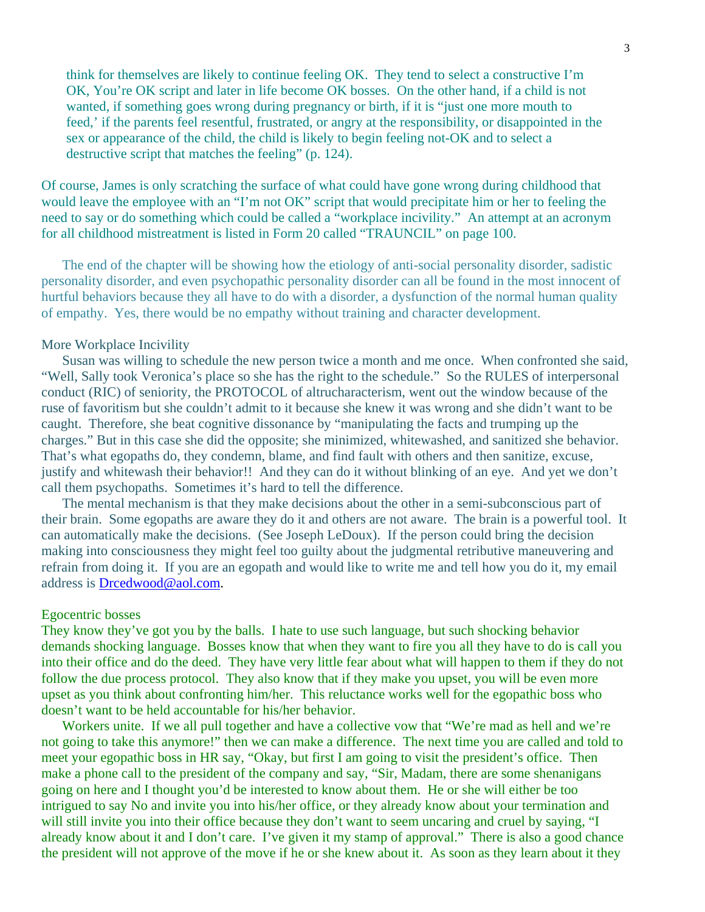think for themselves are likely to continue feeling OK. They tend to select a constructive I'm OK, You're OK script and later in life become OK bosses. On the other hand, if a child is not wanted, if something goes wrong during pregnancy or birth, if it is "just one more mouth to feed,' if the parents feel resentful, frustrated, or angry at the responsibility, or disappointed in the sex or appearance of the child, the child is likely to begin feeling not-OK and to select a destructive script that matches the feeling" (p. 124).

Of course, James is only scratching the surface of what could have gone wrong during childhood that would leave the employee with an "I'm not OK" script that would precipitate him or her to feeling the need to say or do something which could be called a "workplace incivility." An attempt at an acronym for all childhood mistreatment is listed in Form 20 called "TRAUNCIL" on page 100.

The end of the chapter will be showing how the etiology of anti-social personality disorder, sadistic personality disorder, and even psychopathic personality disorder can all be found in the most innocent of hurtful behaviors because they all have to do with a disorder, a dysfunction of the normal human quality of empathy. Yes, there would be no empathy without training and character development.

## More Workplace Incivility

Susan was willing to schedule the new person twice a month and me once. When confronted she said, "Well, Sally took Veronica's place so she has the right to the schedule." So the RULES of interpersonal conduct (RIC) of seniority, the PROTOCOL of altrucharacterism, went out the window because of the ruse of favoritism but she couldn't admit to it because she knew it was wrong and she didn't want to be caught. Therefore, she beat cognitive dissonance by "manipulating the facts and trumping up the charges." But in this case she did the opposite; she minimized, whitewashed, and sanitized she behavior. That's what egopaths do, they condemn, blame, and find fault with others and then sanitize, excuse, justify and whitewash their behavior!! And they can do it without blinking of an eye. And yet we don't call them psychopaths. Sometimes it's hard to tell the difference.

The mental mechanism is that they make decisions about the other in a semi-subconscious part of their brain. Some egopaths are aware they do it and others are not aware. The brain is a powerful tool. It can automatically make the decisions. (See Joseph LeDoux). If the person could bring the decision making into consciousness they might feel too guilty about the judgmental retributive maneuvering and refrain from doing it. If you are an egopath and would like to write me and tell how you do it, my email address is [Drcedwood@aol.com](mailto:Drcedwood@aol.com).

## Egocentric bosses

They know they've got you by the balls. I hate to use such language, but such shocking behavior demands shocking language. Bosses know that when they want to fire you all they have to do is call you into their office and do the deed. They have very little fear about what will happen to them if they do not follow the due process protocol. They also know that if they make you upset, you will be even more upset as you think about confronting him/her. This reluctance works well for the egopathic boss who doesn't want to be held accountable for his/her behavior.

Workers unite. If we all pull together and have a collective vow that "We're mad as hell and we're not going to take this anymore!" then we can make a difference. The next time you are called and told to meet your egopathic boss in HR say, "Okay, but first I am going to visit the president's office. Then make a phone call to the president of the company and say, "Sir, Madam, there are some shenanigans going on here and I thought you'd be interested to know about them. He or she will either be too intrigued to say No and invite you into his/her office, or they already know about your termination and will still invite you into their office because they don't want to seem uncaring and cruel by saying, "I already know about it and I don't care. I've given it my stamp of approval." There is also a good chance the president will not approve of the move if he or she knew about it. As soon as they learn about it they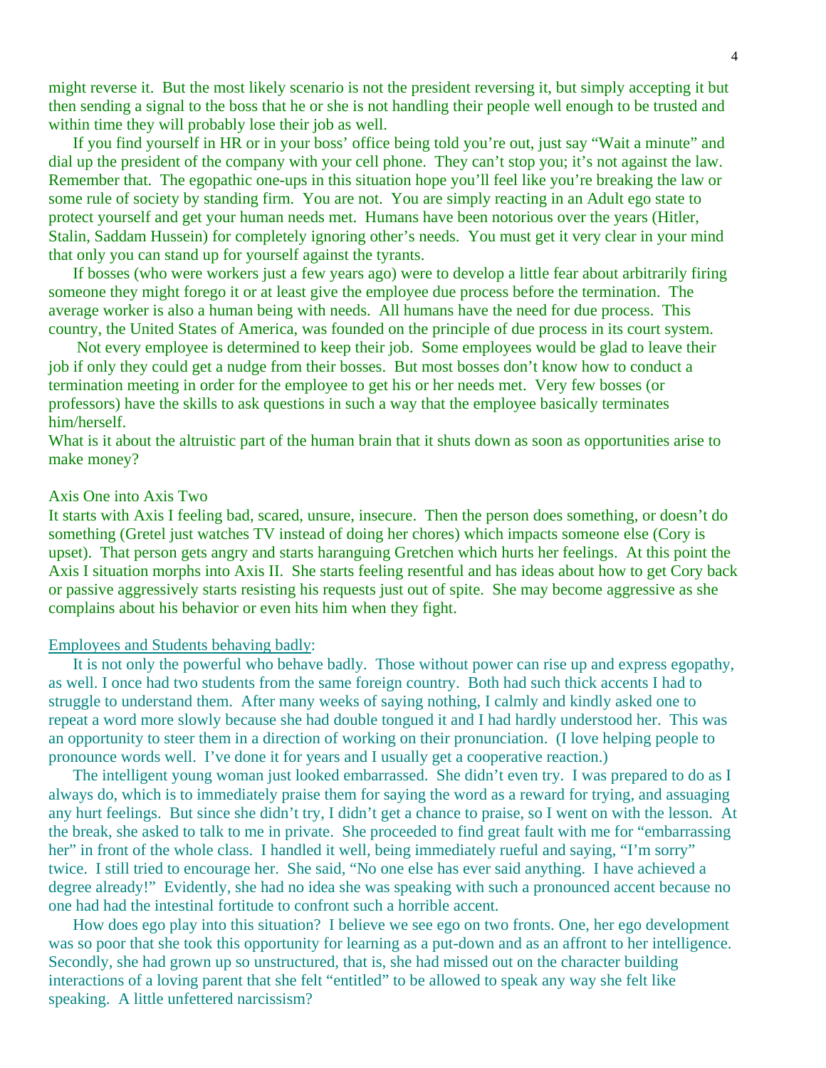might reverse it. But the most likely scenario is not the president reversing it, but simply accepting it but then sending a signal to the boss that he or she is not handling their people well enough to be trusted and within time they will probably lose their job as well.

If you find yourself in HR or in your boss' office being told you're out, just say "Wait a minute" and dial up the president of the company with your cell phone. They can't stop you; it's not against the law. Remember that. The egopathic one-ups in this situation hope you'll feel like you're breaking the law or some rule of society by standing firm. You are not. You are simply reacting in an Adult ego state to protect yourself and get your human needs met. Humans have been notorious over the years (Hitler, Stalin, Saddam Hussein) for completely ignoring other's needs. You must get it very clear in your mind that only you can stand up for yourself against the tyrants.

If bosses (who were workers just a few years ago) were to develop a little fear about arbitrarily firing someone they might forego it or at least give the employee due process before the termination. The average worker is also a human being with needs. All humans have the need for due process. This country, the United States of America, was founded on the principle of due process in its court system.

Not every employee is determined to keep their job. Some employees would be glad to leave their job if only they could get a nudge from their bosses. But most bosses don't know how to conduct a termination meeting in order for the employee to get his or her needs met. Very few bosses (or professors) have the skills to ask questions in such a way that the employee basically terminates him/herself.

What is it about the altruistic part of the human brain that it shuts down as soon as opportunities arise to make money?

Axis One into Axis Two

It starts with Axis I feeling bad, scared, unsure, insecure. Then the person does something, or doesn't do something (Gretel just watches TV instead of doing her chores) which impacts someone else (Cory is upset). That person gets angry and starts haranguing Gretchen which hurts her feelings. At this point the Axis I situation morphs into Axis II. She starts feeling resentful and has ideas about how to get Cory back or passive aggressively starts resisting his requests just out of spite. She may become aggressive as she complains about his behavior or even hits him when they fight.

<u>Employees and Students behaving badly</u>:

It is not only the powerful who behave badly. Those without power can rise up and express egopathy, as well. I once had two students from the same foreign country. Both had such thick accents I had to struggle to understand them. After many weeks of saying nothing, I calmly and kindly asked one to repeat a word more slowly because she had double tongued it and I had hardly understood her. This was an opportunity to steer them in a direction of working on their pronunciation. (I love helping people to pronounce words well. I've done it for years and I usually get a cooperative reaction.)

The intelligent young woman just looked embarrassed. She didn't even try. I was prepared to do as I always do, which is to immediately praise them for saying the word as a reward for trying, and assuaging any hurt feelings. But since she didn't try, I didn't get a chance to praise, so I went on with the lesson. At the break, she asked to talk to me in private. She proceeded to find great fault with me for "embarrassing her" in front of the whole class. I handled it well, being immediately rueful and saying, "I'm sorry" twice. I still tried to encourage her. She said, "No one else has ever said anything. I have achieved a degree already!" Evidently, she had no idea she was speaking with such a pronounced accent because no one had had the intestinal fortitude to confront such a horrible accent.

How does ego play into this situation? I believe we see ego on two fronts. One, her ego development was so poor that she took this opportunity for learning as a put-down and as an affront to her intelligence. Secondly, she had grown up so unstructured, that is, she had missed out on the character building interactions of a loving parent that she felt "entitled" to be allowed to speak any way she felt like speaking. A little unfettered narcissism?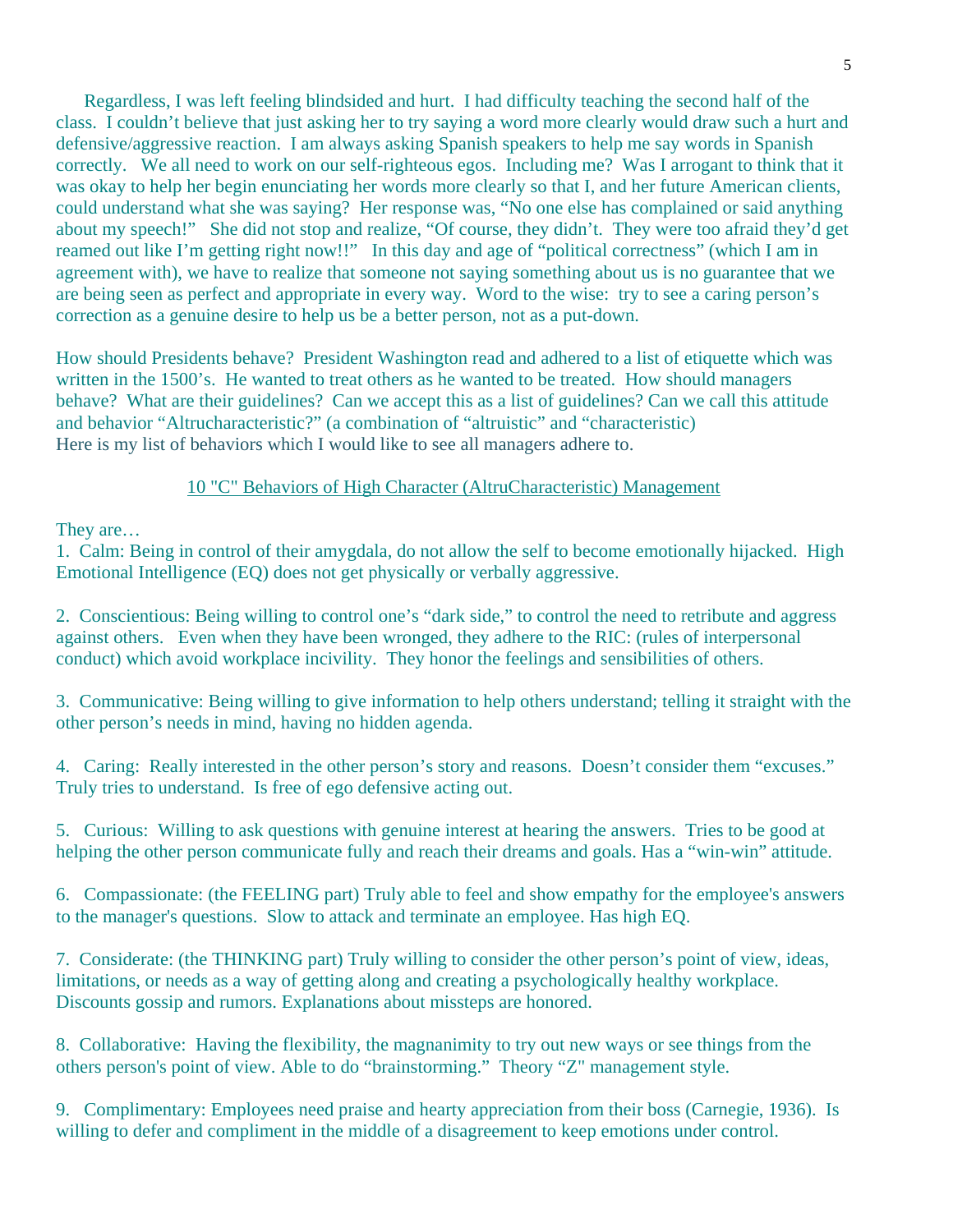Regardless, I was left feeling blindsided and hurt. I had difficulty teaching the second half of the class. I couldn't believe that just asking her to try saying a word more clearly would draw such a hurt and defensive/aggressive reaction. I am always asking Spanish speakers to help me say words in Spanish correctly. We all need to work on our self-righteous egos. Including me? Was I arrogant to think that it was okay to help her begin enunciating her words more clearly so that I, and her future American clients, could understand what she was saying? Her response was, "No one else has complained or said anything about my speech!" She did not stop and realize, "Of course, they didn't. They were too afraid they'd get reamed out like I'm getting right now!!" In this day and age of "political correctness" (which I am in agreement with), we have to realize that someone not saying something about us is no guarantee that we are being seen as perfect and appropriate in every way. Word to the wise: try to see a caring person's correction as a genuine desire to help us be a better person, not as a put-down.

How should Presidents behave? President Washington read and adhered to a list of etiquette which was written in the 1500's. He wanted to treat others as he wanted to be treated. How should managers behave? What are their guidelines? Can we accept this as a list of guidelines? Can we call this attitude and behavior "Altrucharacteristic?" (a combination of "altruistic" and "characteristic)
Here is my list of behaviors which I would like to see all managers adhere to.

<u>10 "C" Behaviors of High Character (AltruCharacteristic) Management</u>

They are…

1. Calm: Being in control of their amygdala, do not allow the self to become emotionally hijacked. High Emotional Intelligence (EQ) does not get physically or verbally aggressive.

2. Conscientious: Being willing to control one's "dark side," to control the need to retribute and aggress against others. Even when they have been wronged, they adhere to the RIC: (rules of interpersonal conduct) which avoid workplace incivility. They honor the feelings and sensibilities of others.

3. Communicative: Being willing to give information to help others understand; telling it straight with the other person's needs in mind, having no hidden agenda.

4. Caring: Really interested in the other person's story and reasons. Doesn't consider them "excuses." Truly tries to understand. Is free of ego defensive acting out.

5. Curious: Willing to ask questions with genuine interest at hearing the answers. Tries to be good at helping the other person communicate fully and reach their dreams and goals. Has a "win-win" attitude.

6. Compassionate: (the FEELING part) Truly able to feel and show empathy for the employee's answers to the manager's questions. Slow to attack and terminate an employee. Has high EQ.

7. Considerate: (the THINKING part) Truly willing to consider the other person's point of view, ideas, limitations, or needs as a way of getting along and creating a psychologically healthy workplace. Discounts gossip and rumors. Explanations about missteps are honored.

8. Collaborative: Having the flexibility, the magnanimity to try out new ways or see things from the others person's point of view. Able to do "brainstorming." Theory "Z" management style.

9. Complimentary: Employees need praise and hearty appreciation from their boss (Carnegie, 1936). Is willing to defer and compliment in the middle of a disagreement to keep emotions under control.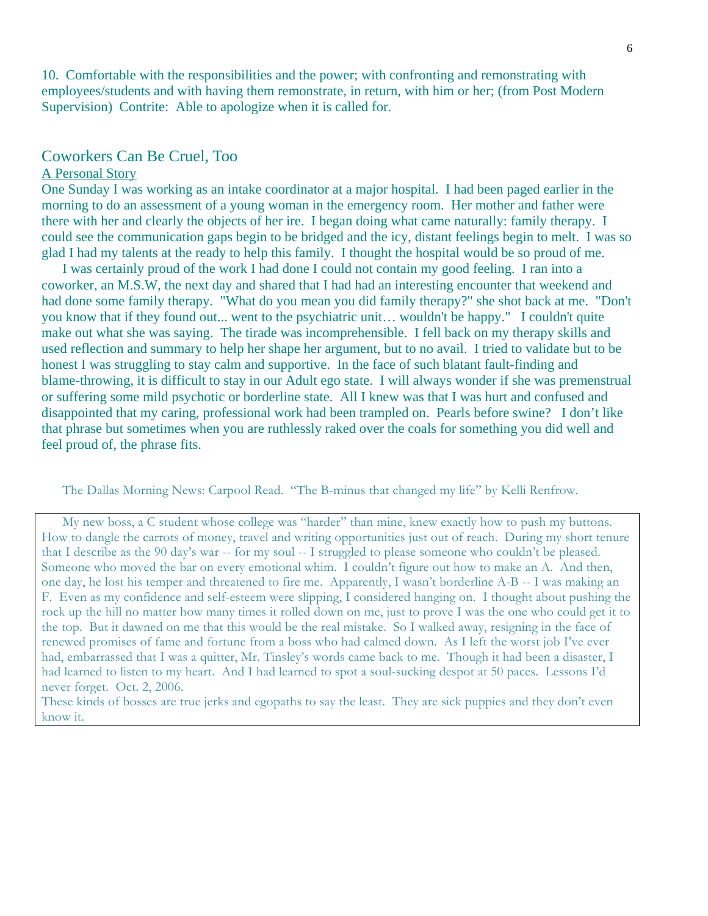10. Comfortable with the responsibilities and the power; with confronting and remonstrating with employees/students and with having them remonstrate, in return, with him or her; (from Post Modern Supervision) Contrite: Able to apologize when it is called for.

## Coworkers Can Be Cruel, Too

<u>A Personal Story</u>

One Sunday I was working as an intake coordinator at a major hospital. I had been paged earlier in the morning to do an assessment of a young woman in the emergency room. Her mother and father were there with her and clearly the objects of her ire. I began doing what came naturally: family therapy. I could see the communication gaps begin to be bridged and the icy, distant feelings begin to melt. I was so glad I had my talents at the ready to help this family. I thought the hospital would be so proud of me.

I was certainly proud of the work I had done I could not contain my good feeling. I ran into a coworker, an M.S.W, the next day and shared that I had had an interesting encounter that weekend and had done some family therapy. "What do you mean you did family therapy?" she shot back at me. "Don't you know that if they found out... went to the psychiatric unit… wouldn't be happy." I couldn't quite make out what she was saying. The tirade was incomprehensible. I fell back on my therapy skills and used reflection and summary to help her shape her argument, but to no avail. I tried to validate but to be honest I was struggling to stay calm and supportive. In the face of such blatant fault-finding and blame-throwing, it is difficult to stay in our Adult ego state. I will always wonder if she was premenstrual or suffering some mild psychotic or borderline state. All I knew was that I was hurt and confused and disappointed that my caring, professional work had been trampled on. Pearls before swine? I don't like that phrase but sometimes when you are ruthlessly raked over the coals for something you did well and feel proud of, the phrase fits.

The Dallas Morning News: Carpool Read. "The B-minus that changed my life" by Kelli Renfrow.

> My new boss, a C student whose college was "harder" than mine, knew exactly how to push my buttons. How to dangle the carrots of money, travel and writing opportunities just out of reach. During my short tenure that I describe as the 90 day's war -- for my soul -- I struggled to please someone who couldn't be pleased. Someone who moved the bar on every emotional whim. I couldn't figure out how to make an A. And then, one day, he lost his temper and threatened to fire me. Apparently, I wasn't borderline A-B -- I was making an F. Even as my confidence and self-esteem were slipping, I considered hanging on. I thought about pushing the rock up the hill no matter how many times it rolled down on me, just to prove I was the one who could get it to the top. But it dawned on me that this would be the real mistake. So I walked away, resigning in the face of renewed promises of fame and fortune from a boss who had calmed down. As I left the worst job I've ever had, embarrassed that I was a quitter, Mr. Tinsley's words came back to me. Though it had been a disaster, I had learned to listen to my heart. And I had learned to spot a soul-sucking despot at 50 paces. Lessons I'd never forget. Oct. 2, 2006.
>
> These kinds of bosses are true jerks and egopaths to say the least. They are sick puppies and they don't even know it.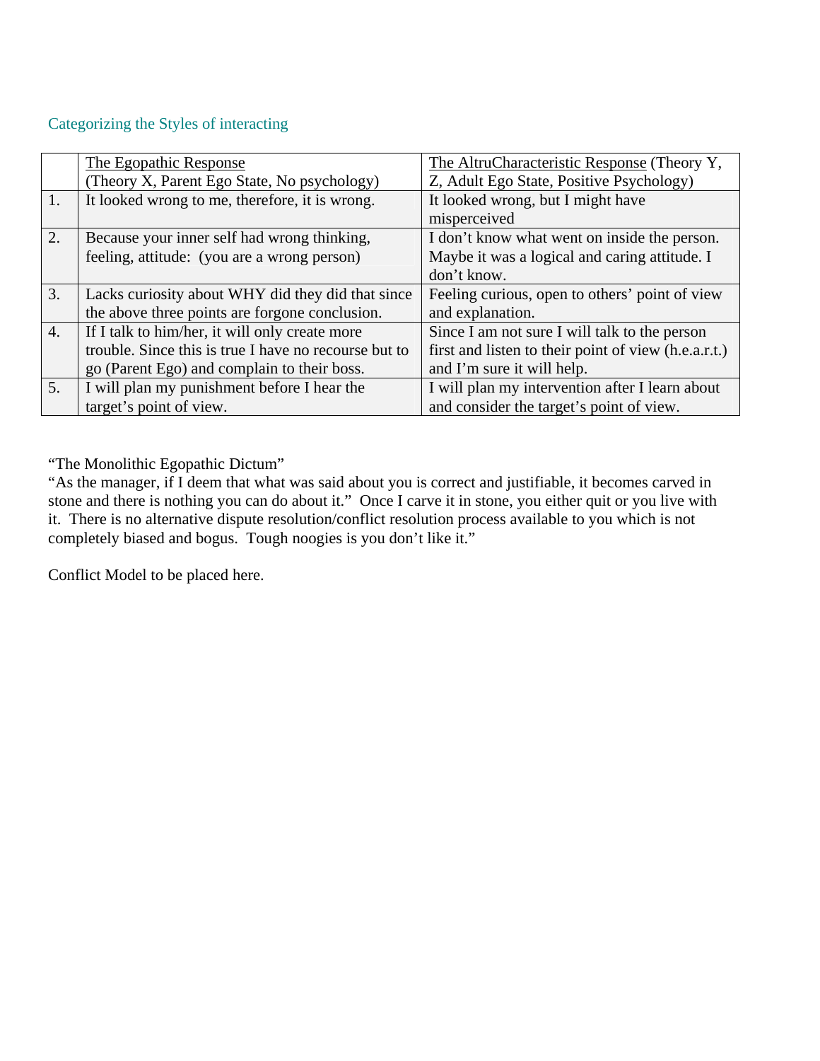## Categorizing the Styles of interacting

| | The Egopathic Response (Theory X, Parent Ego State, No psychology) | The AltruCharacteristic Response (Theory Y, Z, Adult Ego State, Positive Psychology) |
|---|---|---|
| 1. | It looked wrong to me, therefore, it is wrong. | It looked wrong, but I might have misperceived |
| 2. | Because your inner self had wrong thinking, feeling, attitude: (you are a wrong person) | I don't know what went on inside the person. Maybe it was a logical and caring attitude. I don't know. |
| 3. | Lacks curiosity about WHY did they did that since the above three points are forgone conclusion. | Feeling curious, open to others' point of view and explanation. |
| 4. | If I talk to him/her, it will only create more trouble. Since this is true I have no recourse but to go (Parent Ego) and complain to their boss. | Since I am not sure I will talk to the person first and listen to their point of view (h.e.a.r.t.) and I'm sure it will help. |
| 5. | I will plan my punishment before I hear the target's point of view. | I will plan my intervention after I learn about and consider the target's point of view. |

"The Monolithic Egopathic Dictum"
"As the manager, if I deem that what was said about you is correct and justifiable, it becomes carved in stone and there is nothing you can do about it." Once I carve it in stone, you either quit or you live with it. There is no alternative dispute resolution/conflict resolution process available to you which is not completely biased and bogus. Tough noogies is you don't like it."

Conflict Model to be placed here.